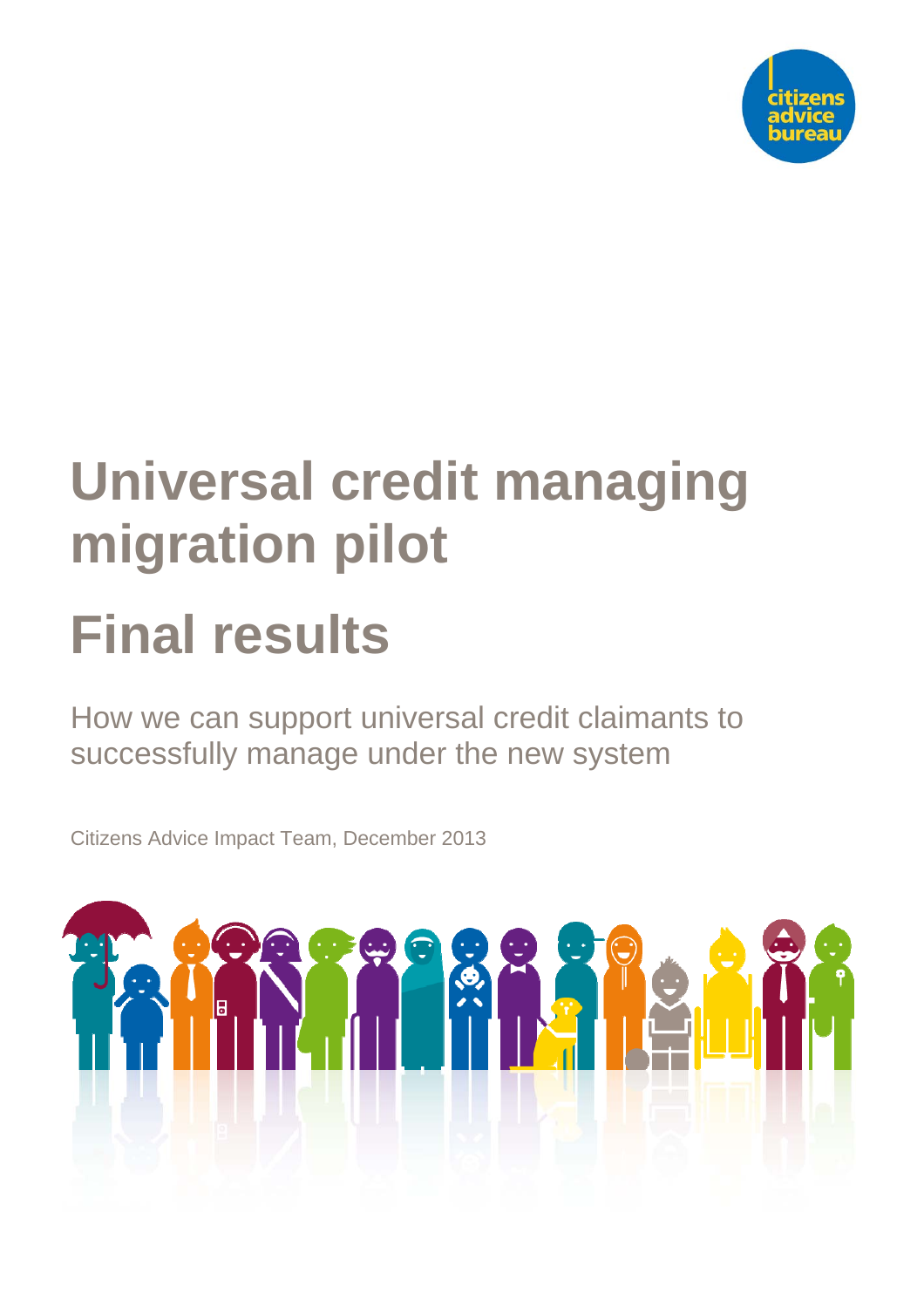# Universal credit managing migration pilot

# Final results

How we can support universal credit claimants to successfully manage under the new system

Citizens Advice Impact Team, December 2013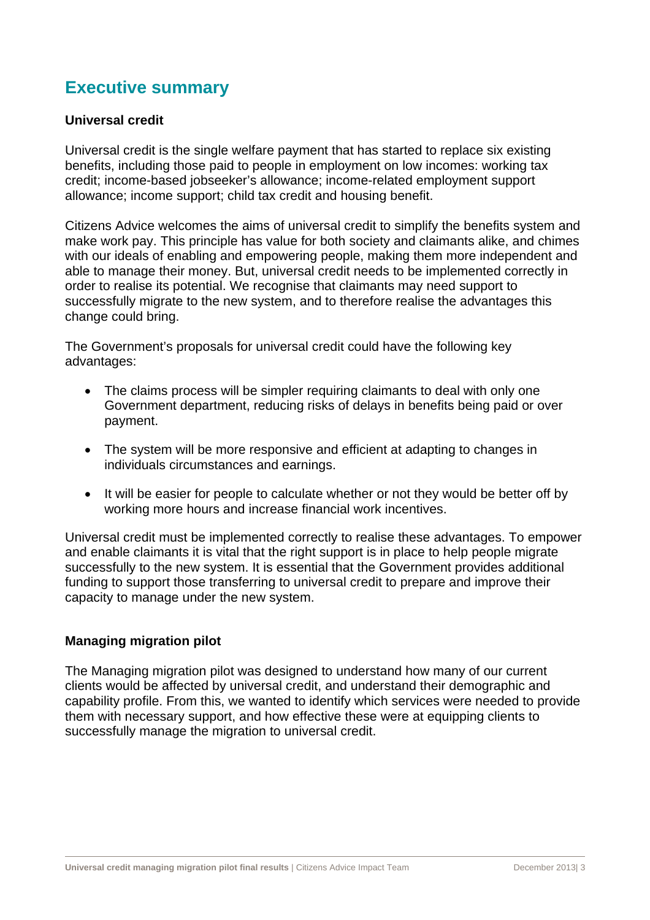# Executive summary

### Universal credit

Universal credit is the single welfare payment that has started to replace six existing benefits, including those paid to people in employment on low incomes: working tax credit; income-based jobseeker's allowance; income-related employment support allowance; income support; child tax credit and housing benefit.

Citizens Advice welcomes the aims of universal credit to simplify the benefits system and make work pay. This principle has value for both society and claimants alike, and chimes with our ideals of enabling and empowering people, making them more independent and able to manage their money. But, universal credit needs to be implemented correctly in order to realise its potential. We recognise that claimants may need support to successfully migrate to the new system, and to therefore realise the advantages this change could bring.

The Government's proposals for universal credit could have the following key advantages:

- The claims process will be simpler requiring claimants to deal with only one Government department, reducing risks of delays in benefits being paid or over payment.
- The system will be more responsive and efficient at adapting to changes in individuals circumstances and earnings.
- It will be easier for people to calculate whether or not they would be better off by working more hours and increase financial work incentives.

Universal credit must be implemented correctly to realise these advantages. To empower and enable claimants it is vital that the right support is in place to help people migrate successfully to the new system. It is essential that the Government provides additional funding to support those transferring to universal credit to prepare and improve their capacity to manage under the new system.

### Managing migration pilot

The Managing migration pilot was designed to understand how many of our current clients would be affected by universal credit, and understand their demographic and capability profile. From this, we wanted to identify which services were needed to provide them with necessary support, and how effective these were at equipping clients to successfully manage the migration to universal credit.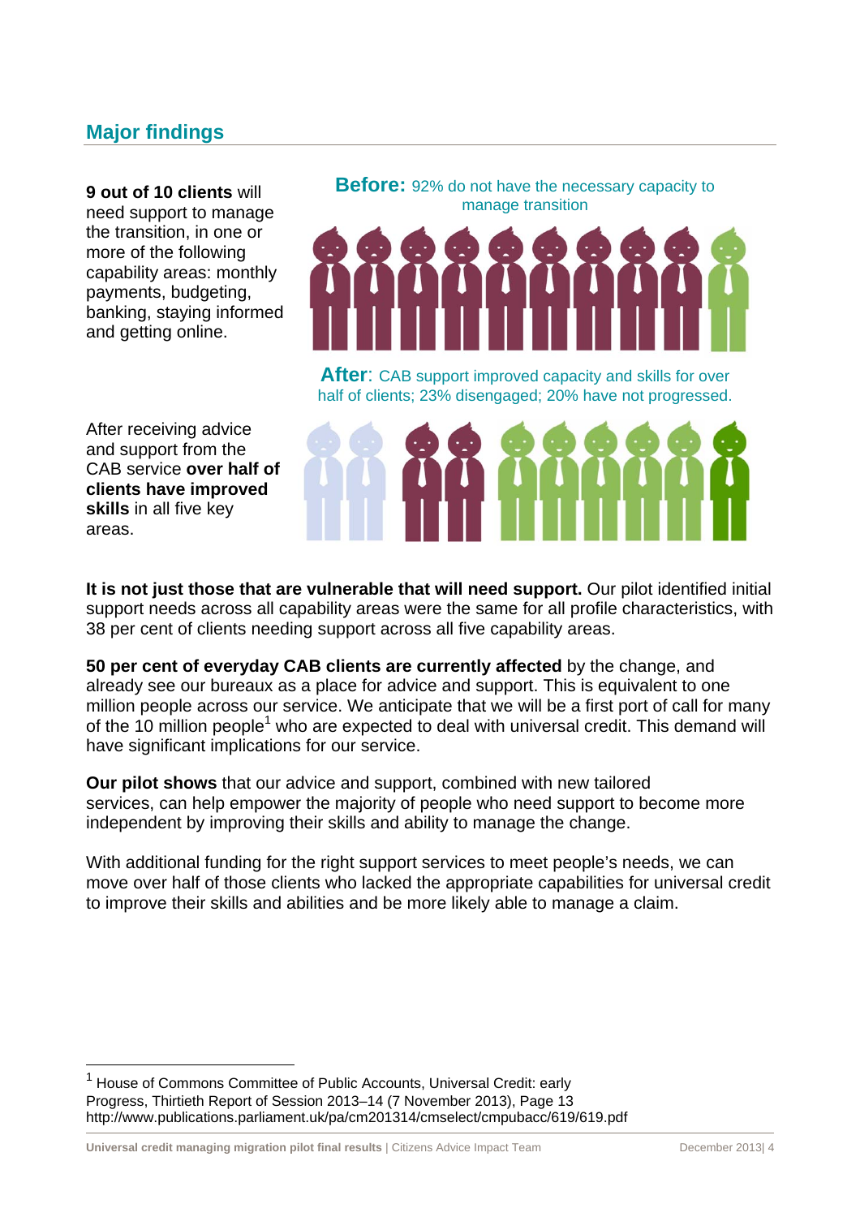## Major findings

**9 out of 10 clients** will need support to manage the transition, in one or more of the following capability areas: monthly payments, budgeting, banking, staying informed and getting online.

**Before:** 92% do not have the necessary capacity to manage transition

**After**: CAB support improved capacity and skills for over half of clients; 23% disengaged; 20% have not progressed.

After receiving advice and support from the CAB service **over half of clients have improved skills** in all five key areas.

**It is not just those that are vulnerable that will need support.** Our pilot identified initial support needs across all capability areas were the same for all profile characteristics, with 38 per cent of clients needing support across all five capability areas.

**50 per cent of everyday CAB clients are currently affected** by the change, and already see our bureaux as a place for advice and support. This is equivalent to one million people across our service. We anticipate that we will be a first port of call for many of the 10 million people[1] who are expected to deal with universal credit. This demand will have significant implications for our service.

**Our pilot shows** that our advice and support, combined with new tailored services, can help empower the majority of people who need support to become more independent by improving their skills and ability to manage the change.

With additional funding for the right support services to meet people's needs, we can move over half of those clients who lacked the appropriate capabilities for universal credit to improve their skills and abilities and be more likely able to manage a claim.

---

[1] House of Commons Committee of Public Accounts, Universal Credit: early Progress, Thirtieth Report of Session 2013–14 (7 November 2013), Page 13 http://www.publications.parliament.uk/pa/cm201314/cmselect/cmpubacc/619/619.pdf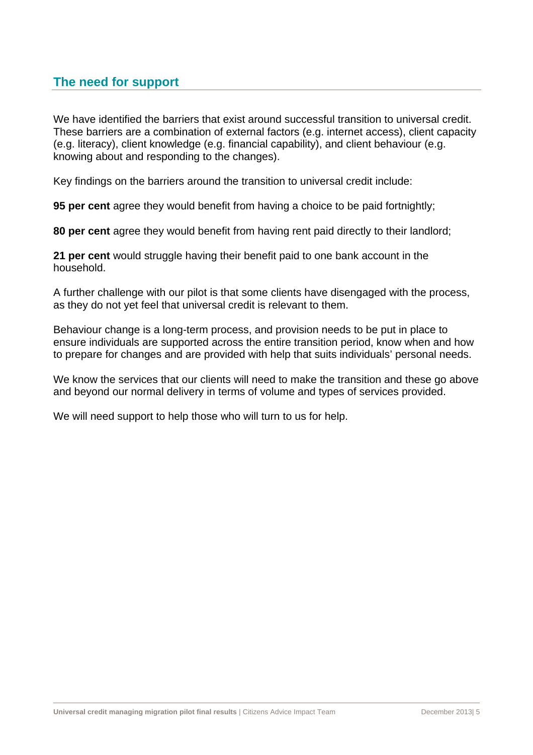## The need for support

We have identified the barriers that exist around successful transition to universal credit. These barriers are a combination of external factors (e.g. internet access), client capacity (e.g. literacy), client knowledge (e.g. financial capability), and client behaviour (e.g. knowing about and responding to the changes).

Key findings on the barriers around the transition to universal credit include:

**95 per cent** agree they would benefit from having a choice to be paid fortnightly;

**80 per cent** agree they would benefit from having rent paid directly to their landlord;

**21 per cent** would struggle having their benefit paid to one bank account in the household.

A further challenge with our pilot is that some clients have disengaged with the process, as they do not yet feel that universal credit is relevant to them.

Behaviour change is a long-term process, and provision needs to be put in place to ensure individuals are supported across the entire transition period, know when and how to prepare for changes and are provided with help that suits individuals' personal needs.

We know the services that our clients will need to make the transition and these go above and beyond our normal delivery in terms of volume and types of services provided.

We will need support to help those who will turn to us for help.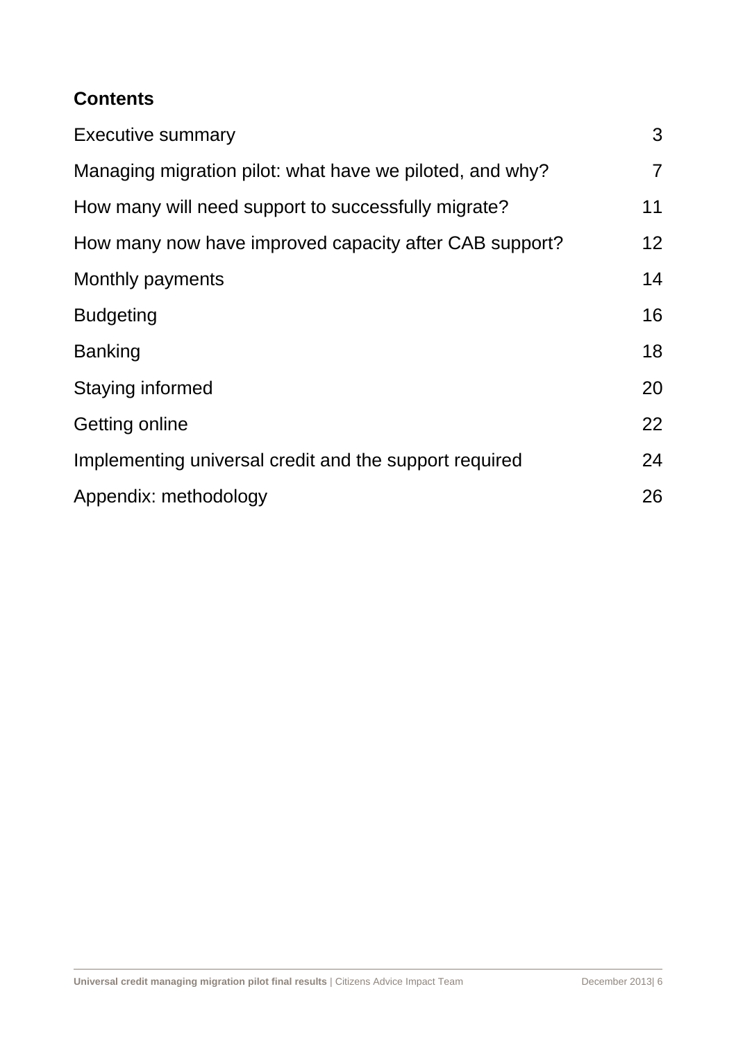## Contents

| | |
|---|---|
| Executive summary | 3 |
| Managing migration pilot: what have we piloted, and why? | 7 |
| How many will need support to successfully migrate? | 11 |
| How many now have improved capacity after CAB support? | 12 |
| Monthly payments | 14 |
| Budgeting | 16 |
| Banking | 18 |
| Staying informed | 20 |
| Getting online | 22 |
| Implementing universal credit and the support required | 24 |
| Appendix: methodology | 26 |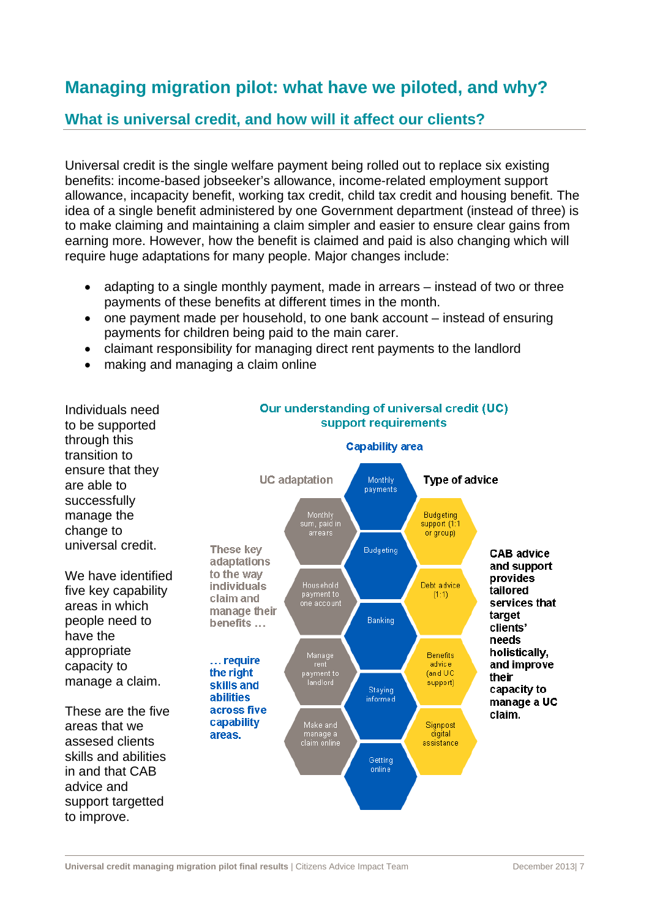## Managing migration pilot: what have we piloted, and why?

### What is universal credit, and how will it affect our clients?

Universal credit is the single welfare payment being rolled out to replace six existing benefits: income-based jobseeker's allowance, income-related employment support allowance, incapacity benefit, working tax credit, child tax credit and housing benefit. The idea of a single benefit administered by one Government department (instead of three) is to make claiming and maintaining a claim simpler and easier to ensure clear gains from earning more. However, how the benefit is claimed and paid is also changing which will require huge adaptations for many people. Major changes include:

- adapting to a single monthly payment, made in arrears – instead of two or three payments of these benefits at different times in the month.
- one payment made per household, to one bank account – instead of ensuring payments for children being paid to the main carer.
- claimant responsibility for managing direct rent payments to the landlord
- making and managing a claim online

Individuals need to be supported through this transition to ensure that they are able to successfully manage the change to universal credit.

We have identified five key capability areas in which people need to have the appropriate capacity to manage a claim.

These are the five areas that we assesed clients skills and abilities in and that CAB advice and support targetted to improve.

**Our understanding of universal credit (UC) support requirements**

| UC adaptation | Capability area | Type of advice |
|---|---|---|
| Monthly sum, paid in arrears | Monthly payments | Budgeting support (1:1 or group) |
| Household payment to one account | Budgeting | Debt advice (1:1) |
| Manage rent payment to landlord | Banking | Benefits advice (and UC support) |
| Make and manage a claim online | Staying informed | Signpost digital assistance |
| | Getting online | |

These key adaptations to the way individuals claim and manage their benefits … … require the right skills and abilities across five capability areas.

CAB advice and support provides tailored services that target clients' needs holistically, and improve their capacity to manage a UC claim.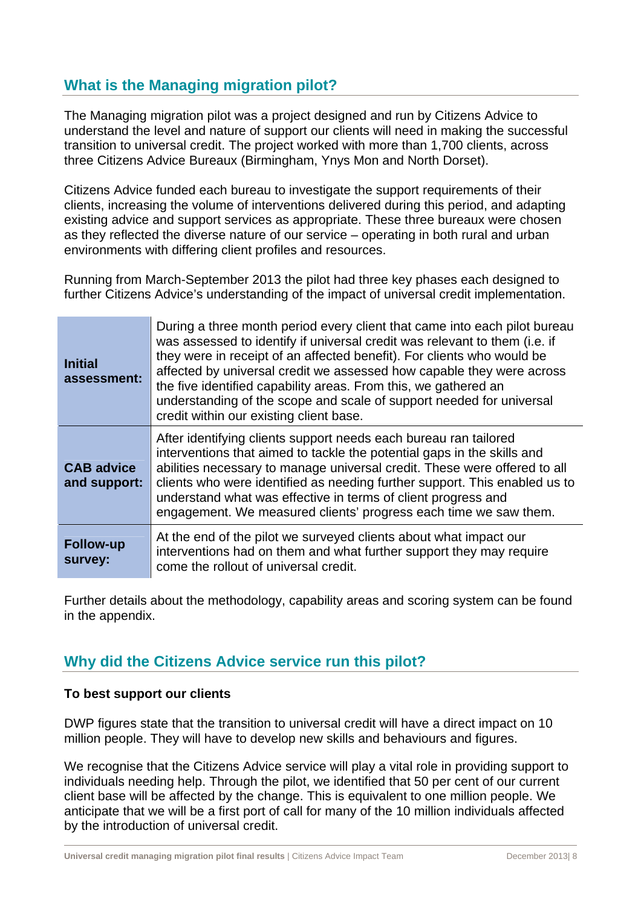## What is the Managing migration pilot?

The Managing migration pilot was a project designed and run by Citizens Advice to understand the level and nature of support our clients will need in making the successful transition to universal credit. The project worked with more than 1,700 clients, across three Citizens Advice Bureaux (Birmingham, Ynys Mon and North Dorset).

Citizens Advice funded each bureau to investigate the support requirements of their clients, increasing the volume of interventions delivered during this period, and adapting existing advice and support services as appropriate. These three bureaux were chosen as they reflected the diverse nature of our service – operating in both rural and urban environments with differing client profiles and resources.

Running from March-September 2013 the pilot had three key phases each designed to further Citizens Advice's understanding of the impact of universal credit implementation.

| | |
|---|---|
| **Initial assessment:** | During a three month period every client that came into each pilot bureau was assessed to identify if universal credit was relevant to them (i.e. if they were in receipt of an affected benefit). For clients who would be affected by universal credit we assessed how capable they were across the five identified capability areas. From this, we gathered an understanding of the scope and scale of support needed for universal credit within our existing client base. |
| **CAB advice and support:** | After identifying clients support needs each bureau ran tailored interventions that aimed to tackle the potential gaps in the skills and abilities necessary to manage universal credit. These were offered to all clients who were identified as needing further support. This enabled us to understand what was effective in terms of client progress and engagement. We measured clients' progress each time we saw them. |
| **Follow-up survey:** | At the end of the pilot we surveyed clients about what impact our interventions had on them and what further support they may require come the rollout of universal credit. |

Further details about the methodology, capability areas and scoring system can be found in the appendix.

## Why did the Citizens Advice service run this pilot?

**To best support our clients**

DWP figures state that the transition to universal credit will have a direct impact on 10 million people. They will have to develop new skills and behaviours and figures.

We recognise that the Citizens Advice service will play a vital role in providing support to individuals needing help. Through the pilot, we identified that 50 per cent of our current client base will be affected by the change. This is equivalent to one million people. We anticipate that we will be a first port of call for many of the 10 million individuals affected by the introduction of universal credit.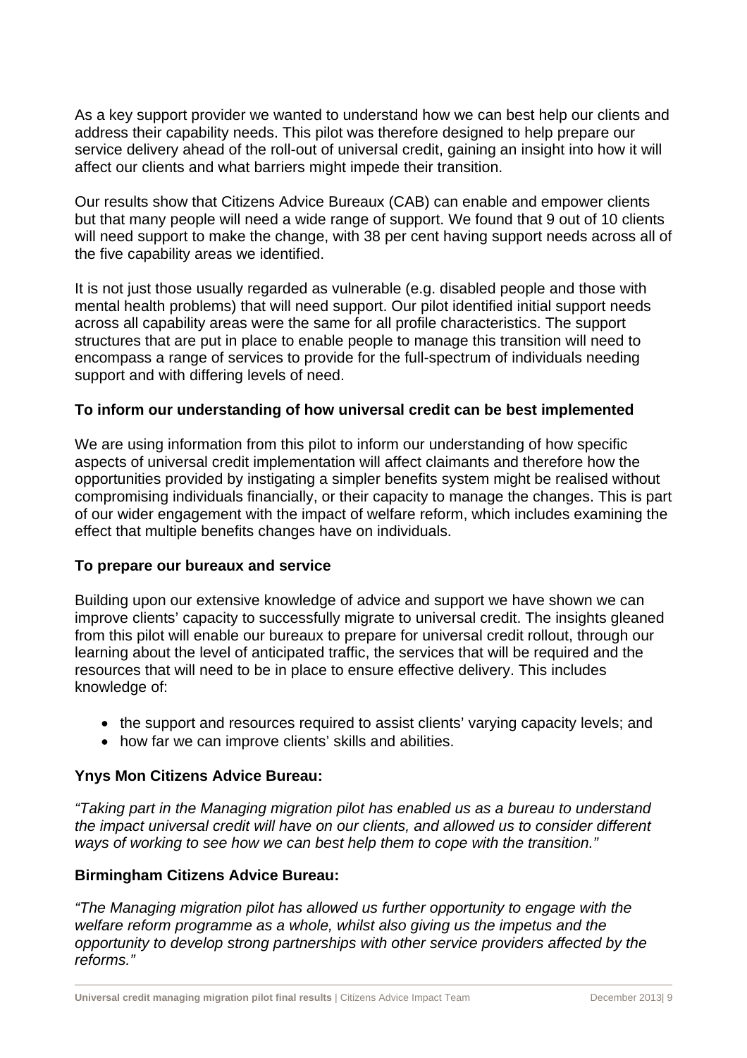As a key support provider we wanted to understand how we can best help our clients and address their capability needs. This pilot was therefore designed to help prepare our service delivery ahead of the roll-out of universal credit, gaining an insight into how it will affect our clients and what barriers might impede their transition.

Our results show that Citizens Advice Bureaux (CAB) can enable and empower clients but that many people will need a wide range of support. We found that 9 out of 10 clients will need support to make the change, with 38 per cent having support needs across all of the five capability areas we identified.

It is not just those usually regarded as vulnerable (e.g. disabled people and those with mental health problems) that will need support. Our pilot identified initial support needs across all capability areas were the same for all profile characteristics. The support structures that are put in place to enable people to manage this transition will need to encompass a range of services to provide for the full-spectrum of individuals needing support and with differing levels of need.

**To inform our understanding of how universal credit can be best implemented**

We are using information from this pilot to inform our understanding of how specific aspects of universal credit implementation will affect claimants and therefore how the opportunities provided by instigating a simpler benefits system might be realised without compromising individuals financially, or their capacity to manage the changes. This is part of our wider engagement with the impact of welfare reform, which includes examining the effect that multiple benefits changes have on individuals.

**To prepare our bureaux and service**

Building upon our extensive knowledge of advice and support we have shown we can improve clients' capacity to successfully migrate to universal credit. The insights gleaned from this pilot will enable our bureaux to prepare for universal credit rollout, through our learning about the level of anticipated traffic, the services that will be required and the resources that will need to be in place to ensure effective delivery. This includes knowledge of:

- the support and resources required to assist clients' varying capacity levels; and
- how far we can improve clients' skills and abilities.

**Ynys Mon Citizens Advice Bureau:**

*"Taking part in the Managing migration pilot has enabled us as a bureau to understand the impact universal credit will have on our clients, and allowed us to consider different ways of working to see how we can best help them to cope with the transition."*

**Birmingham Citizens Advice Bureau:**

*"The Managing migration pilot has allowed us further opportunity to engage with the welfare reform programme as a whole, whilst also giving us the impetus and the opportunity to develop strong partnerships with other service providers affected by the reforms."*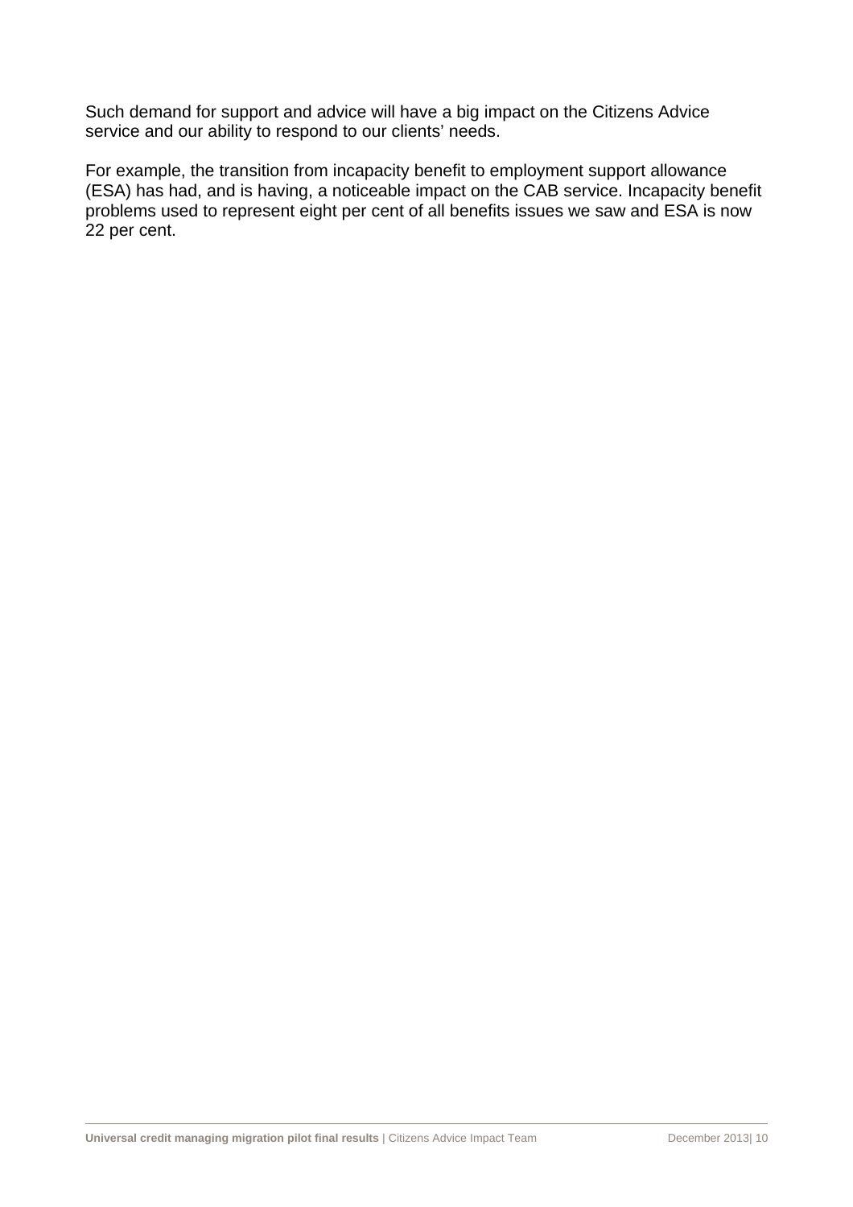Such demand for support and advice will have a big impact on the Citizens Advice service and our ability to respond to our clients' needs.

For example, the transition from incapacity benefit to employment support allowance (ESA) has had, and is having, a noticeable impact on the CAB service. Incapacity benefit problems used to represent eight per cent of all benefits issues we saw and ESA is now 22 per cent.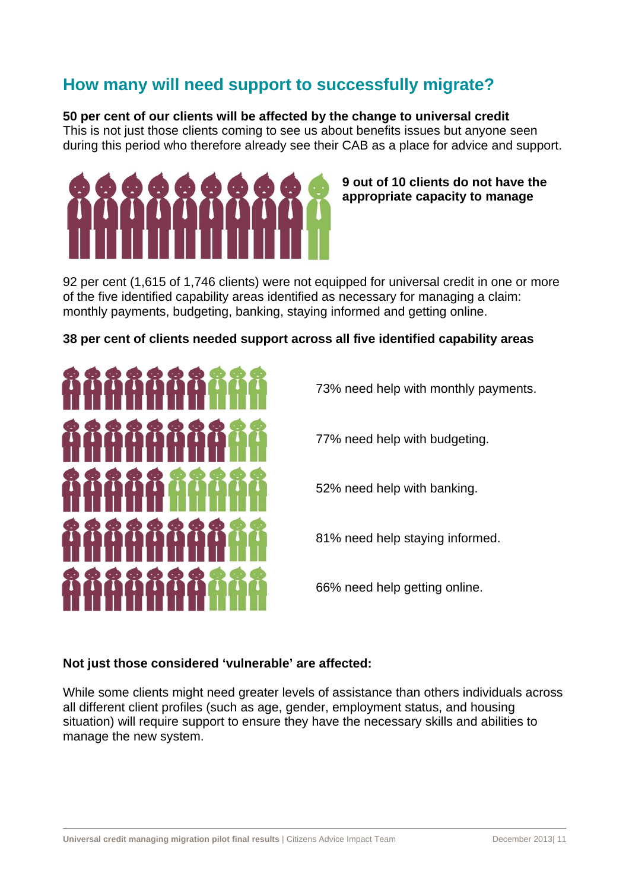## How many will need support to successfully migrate?

**50 per cent of our clients will be affected by the change to universal credit**
This is not just those clients coming to see us about benefits issues but anyone seen during this period who therefore already see their CAB as a place for advice and support.

**9 out of 10 clients do not have the appropriate capacity to manage**

92 per cent (1,615 of 1,746 clients) were not equipped for universal credit in one or more of the five identified capability areas identified as necessary for managing a claim: monthly payments, budgeting, banking, staying informed and getting online.

**38 per cent of clients needed support across all five identified capability areas**

73% need help with monthly payments.

77% need help with budgeting.

52% need help with banking.

81% need help staying informed.

66% need help getting online.

**Not just those considered 'vulnerable' are affected:**

While some clients might need greater levels of assistance than others individuals across all different client profiles (such as age, gender, employment status, and housing situation) will require support to ensure they have the necessary skills and abilities to manage the new system.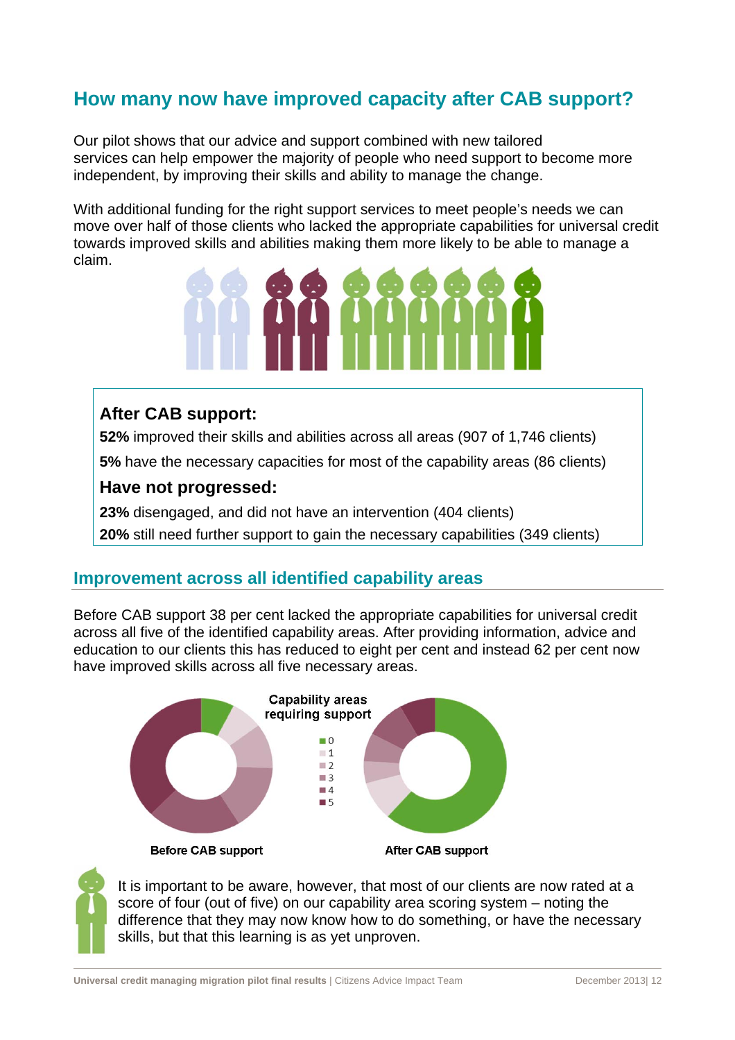## How many now have improved capacity after CAB support?

Our pilot shows that our advice and support combined with new tailored services can help empower the majority of people who need support to become more independent, by improving their skills and ability to manage the change.

With additional funding for the right support services to meet people's needs we can move over half of those clients who lacked the appropriate capabilities for universal credit towards improved skills and abilities making them more likely to be able to manage a claim.

### After CAB support:

**52%** improved their skills and abilities across all areas (907 of 1,746 clients)

**5%** have the necessary capacities for most of the capability areas (86 clients)

### Have not progressed:

**23%** disengaged, and did not have an intervention (404 clients)

**20%** still need further support to gain the necessary capabilities (349 clients)

## Improvement across all identified capability areas

Before CAB support 38 per cent lacked the appropriate capabilities for universal credit across all five of the identified capability areas. After providing information, advice and education to our clients this has reduced to eight per cent and instead 62 per cent now have improved skills across all five necessary areas.

Capability areas requiring support

Before CAB support

After CAB support

It is important to be aware, however, that most of our clients are now rated at a score of four (out of five) on our capability area scoring system – noting the difference that they may now know how to do something, or have the necessary skills, but that this learning is as yet unproven.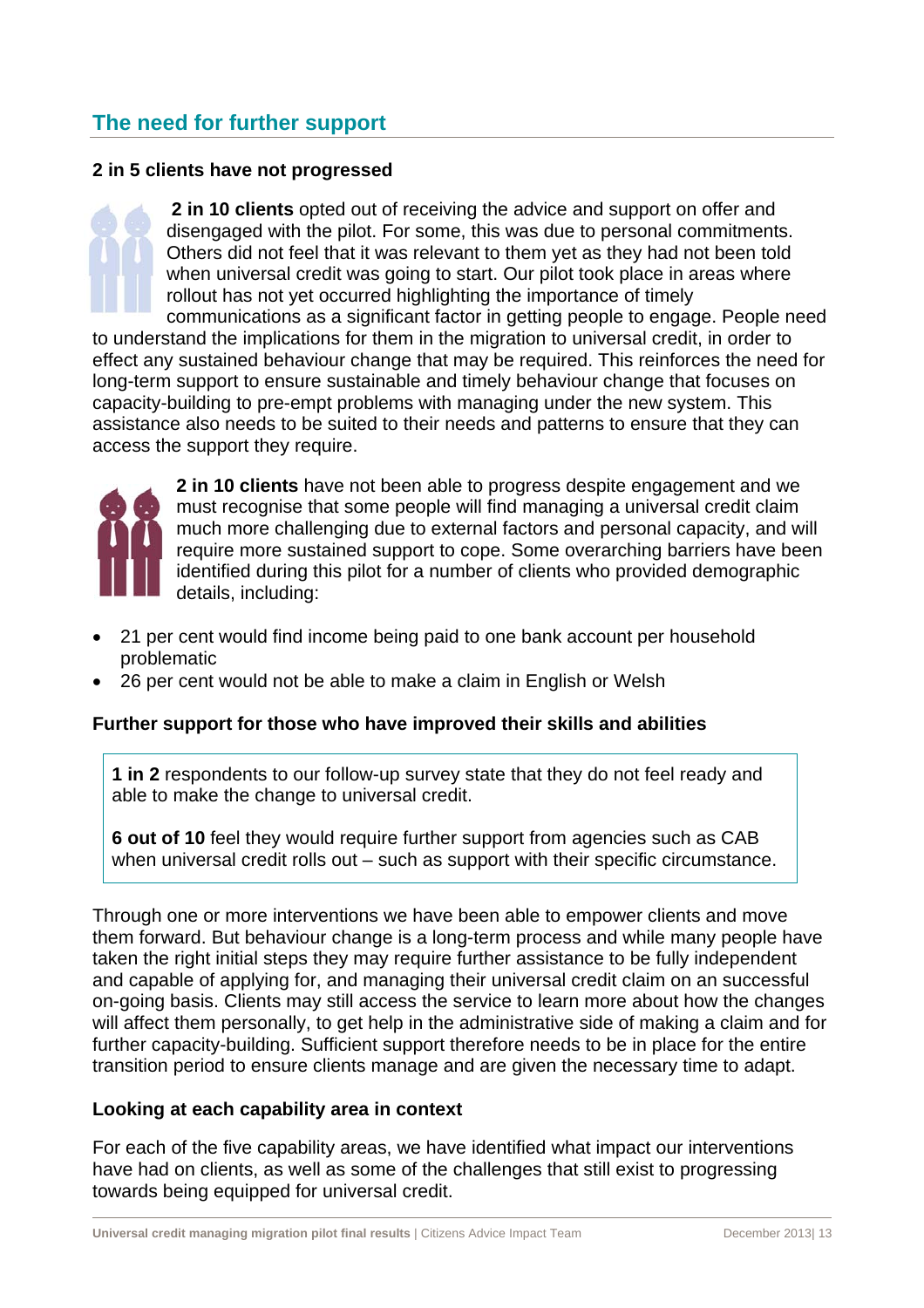## The need for further support

### 2 in 5 clients have not progressed

**2 in 10 clients** opted out of receiving the advice and support on offer and disengaged with the pilot. For some, this was due to personal commitments. Others did not feel that it was relevant to them yet as they had not been told when universal credit was going to start. Our pilot took place in areas where rollout has not yet occurred highlighting the importance of timely communications as a significant factor in getting people to engage. People need to understand the implications for them in the migration to universal credit, in order to effect any sustained behaviour change that may be required. This reinforces the need for long-term support to ensure sustainable and timely behaviour change that focuses on capacity-building to pre-empt problems with managing under the new system. This assistance also needs to be suited to their needs and patterns to ensure that they can access the support they require.

**2 in 10 clients** have not been able to progress despite engagement and we must recognise that some people will find managing a universal credit claim much more challenging due to external factors and personal capacity, and will require more sustained support to cope. Some overarching barriers have been identified during this pilot for a number of clients who provided demographic details, including:

- 21 per cent would find income being paid to one bank account per household problematic
- 26 per cent would not be able to make a claim in English or Welsh

### Further support for those who have improved their skills and abilities

**1 in 2** respondents to our follow-up survey state that they do not feel ready and able to make the change to universal credit.

**6 out of 10** feel they would require further support from agencies such as CAB when universal credit rolls out – such as support with their specific circumstance.

Through one or more interventions we have been able to empower clients and move them forward. But behaviour change is a long-term process and while many people have taken the right initial steps they may require further assistance to be fully independent and capable of applying for, and managing their universal credit claim on an successful on-going basis. Clients may still access the service to learn more about how the changes will affect them personally, to get help in the administrative side of making a claim and for further capacity-building. Sufficient support therefore needs to be in place for the entire transition period to ensure clients manage and are given the necessary time to adapt.

### Looking at each capability area in context

For each of the five capability areas, we have identified what impact our interventions have had on clients, as well as some of the challenges that still exist to progressing towards being equipped for universal credit.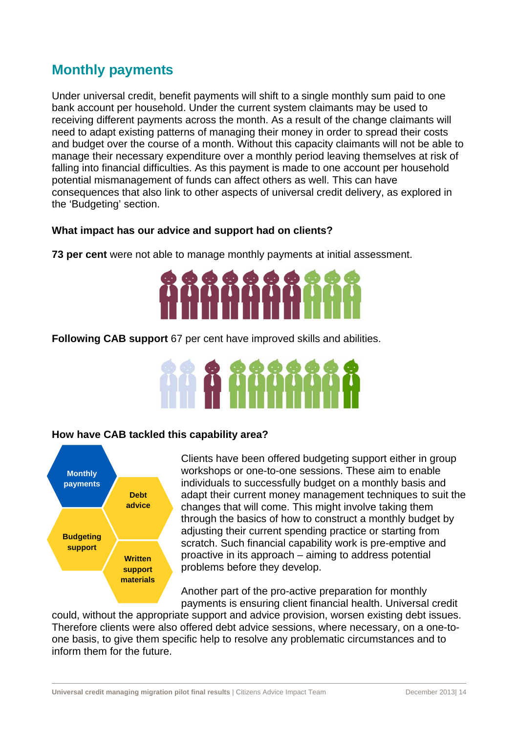## Monthly payments

Under universal credit, benefit payments will shift to a single monthly sum paid to one bank account per household. Under the current system claimants may be used to receiving different payments across the month. As a result of the change claimants will need to adapt existing patterns of managing their money in order to spread their costs and budget over the course of a month. Without this capacity claimants will not be able to manage their necessary expenditure over a monthly period leaving themselves at risk of falling into financial difficulties. As this payment is made to one account per household potential mismanagement of funds can affect others as well. This can have consequences that also link to other aspects of universal credit delivery, as explored in the 'Budgeting' section.

**What impact has our advice and support had on clients?**

**73 per cent** were not able to manage monthly payments at initial assessment.

**Following CAB support** 67 per cent have improved skills and abilities.

**How have CAB tackled this capability area?**

Monthly payments

Debt advice

Budgeting support

Written support materials

Clients have been offered budgeting support either in group workshops or one-to-one sessions. These aim to enable individuals to successfully budget on a monthly basis and adapt their current money management techniques to suit the changes that will come. This might involve taking them through the basics of how to construct a monthly budget by adjusting their current spending practice or starting from scratch. Such financial capability work is pre-emptive and proactive in its approach – aiming to address potential problems before they develop.

Another part of the pro-active preparation for monthly payments is ensuring client financial health. Universal credit could, without the appropriate support and advice provision, worsen existing debt issues. Therefore clients were also offered debt advice sessions, where necessary, on a one-to-one basis, to give them specific help to resolve any problematic circumstances and to inform them for the future.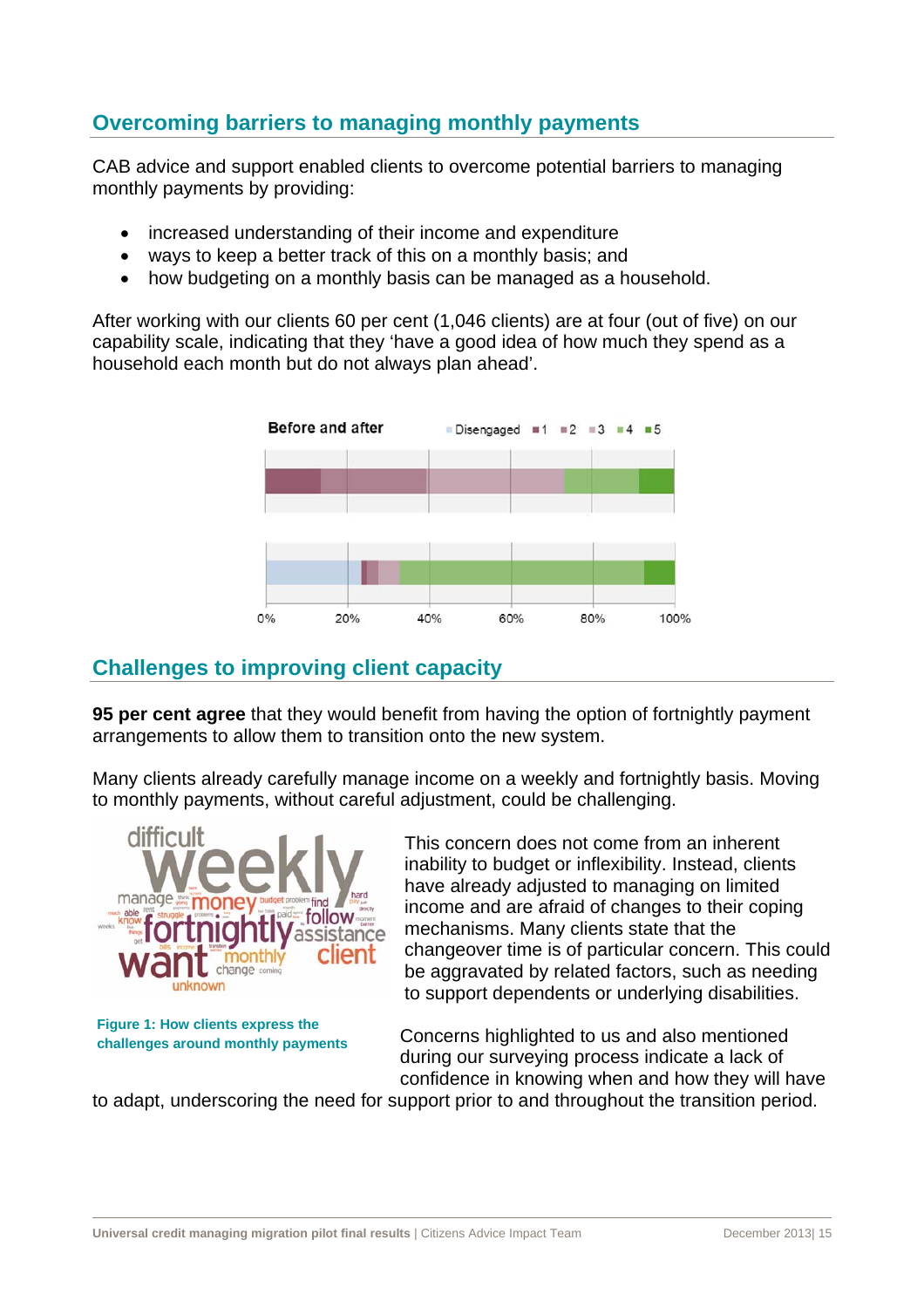## Overcoming barriers to managing monthly payments

CAB advice and support enabled clients to overcome potential barriers to managing monthly payments by providing:

- increased understanding of their income and expenditure
- ways to keep a better track of this on a monthly basis; and
- how budgeting on a monthly basis can be managed as a household.

After working with our clients 60 per cent (1,046 clients) are at four (out of five) on our capability scale, indicating that they 'have a good idea of how much they spend as a household each month but do not always plan ahead'.

## Challenges to improving client capacity

**95 per cent agree** that they would benefit from having the option of fortnightly payment arrangements to allow them to transition onto the new system.

Many clients already carefully manage income on a weekly and fortnightly basis. Moving to monthly payments, without careful adjustment, could be challenging.

This concern does not come from an inherent inability to budget or inflexibility. Instead, clients have already adjusted to managing on limited income and are afraid of changes to their coping mechanisms. Many clients state that the changeover time is of particular concern. This could be aggravated by related factors, such as needing to support dependents or underlying disabilities.

**Figure 1: How clients express the challenges around monthly payments**

Concerns highlighted to us and also mentioned during our surveying process indicate a lack of confidence in knowing when and how they will have to adapt, underscoring the need for support prior to and throughout the transition period.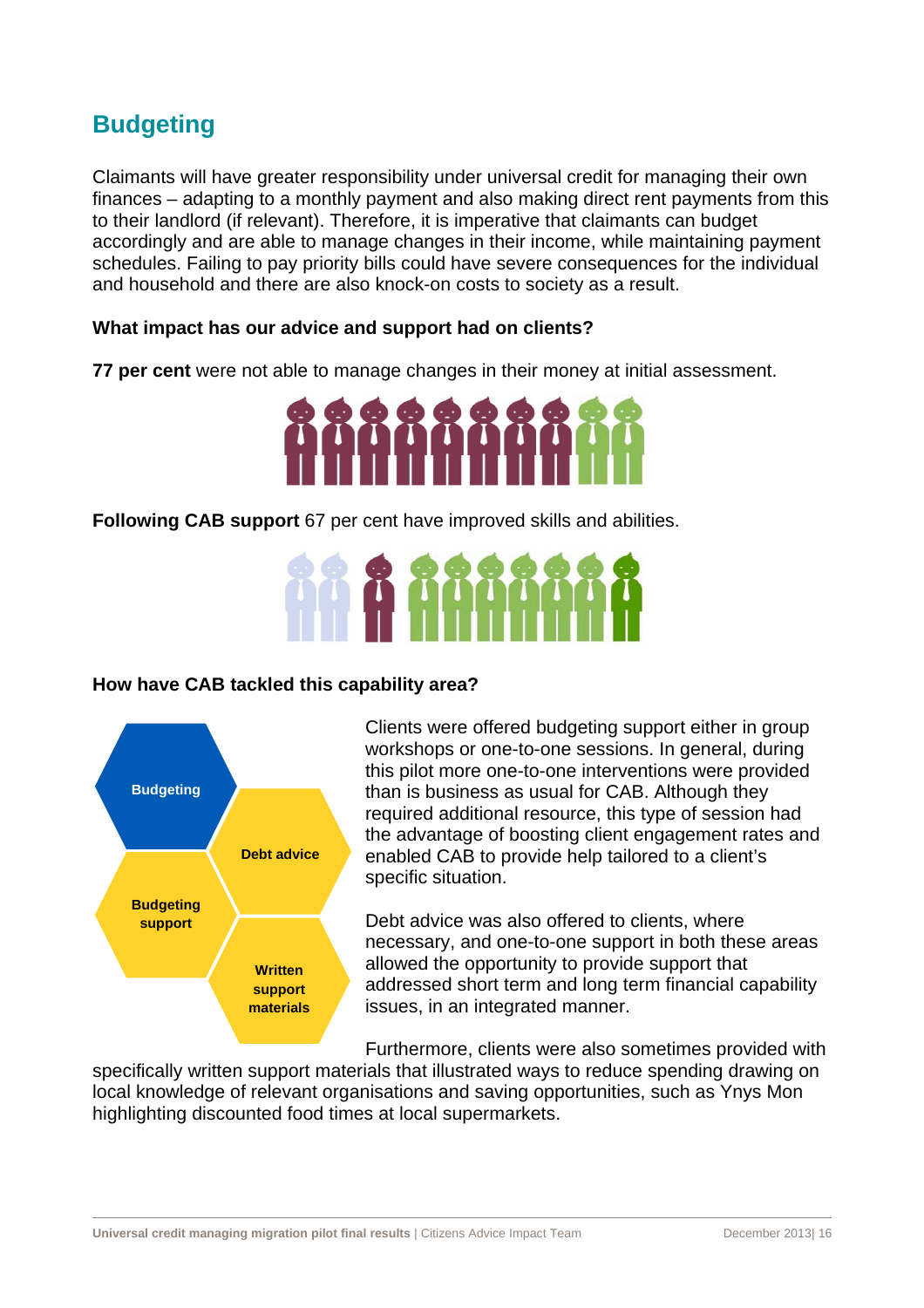## Budgeting

Claimants will have greater responsibility under universal credit for managing their own finances – adapting to a monthly payment and also making direct rent payments from this to their landlord (if relevant). Therefore, it is imperative that claimants can budget accordingly and are able to manage changes in their income, while maintaining payment schedules. Failing to pay priority bills could have severe consequences for the individual and household and there are also knock-on costs to society as a result.

**What impact has our advice and support had on clients?**

**77 per cent** were not able to manage changes in their money at initial assessment.

**Following CAB support** 67 per cent have improved skills and abilities.

**How have CAB tackled this capability area?**

Budgeting

Debt advice

Budgeting support

Written support materials

Clients were offered budgeting support either in group workshops or one-to-one sessions. In general, during this pilot more one-to-one interventions were provided than is business as usual for CAB. Although they required additional resource, this type of session had the advantage of boosting client engagement rates and enabled CAB to provide help tailored to a client's specific situation.

Debt advice was also offered to clients, where necessary, and one-to-one support in both these areas allowed the opportunity to provide support that addressed short term and long term financial capability issues, in an integrated manner.

Furthermore, clients were also sometimes provided with specifically written support materials that illustrated ways to reduce spending drawing on local knowledge of relevant organisations and saving opportunities, such as Ynys Mon highlighting discounted food times at local supermarkets.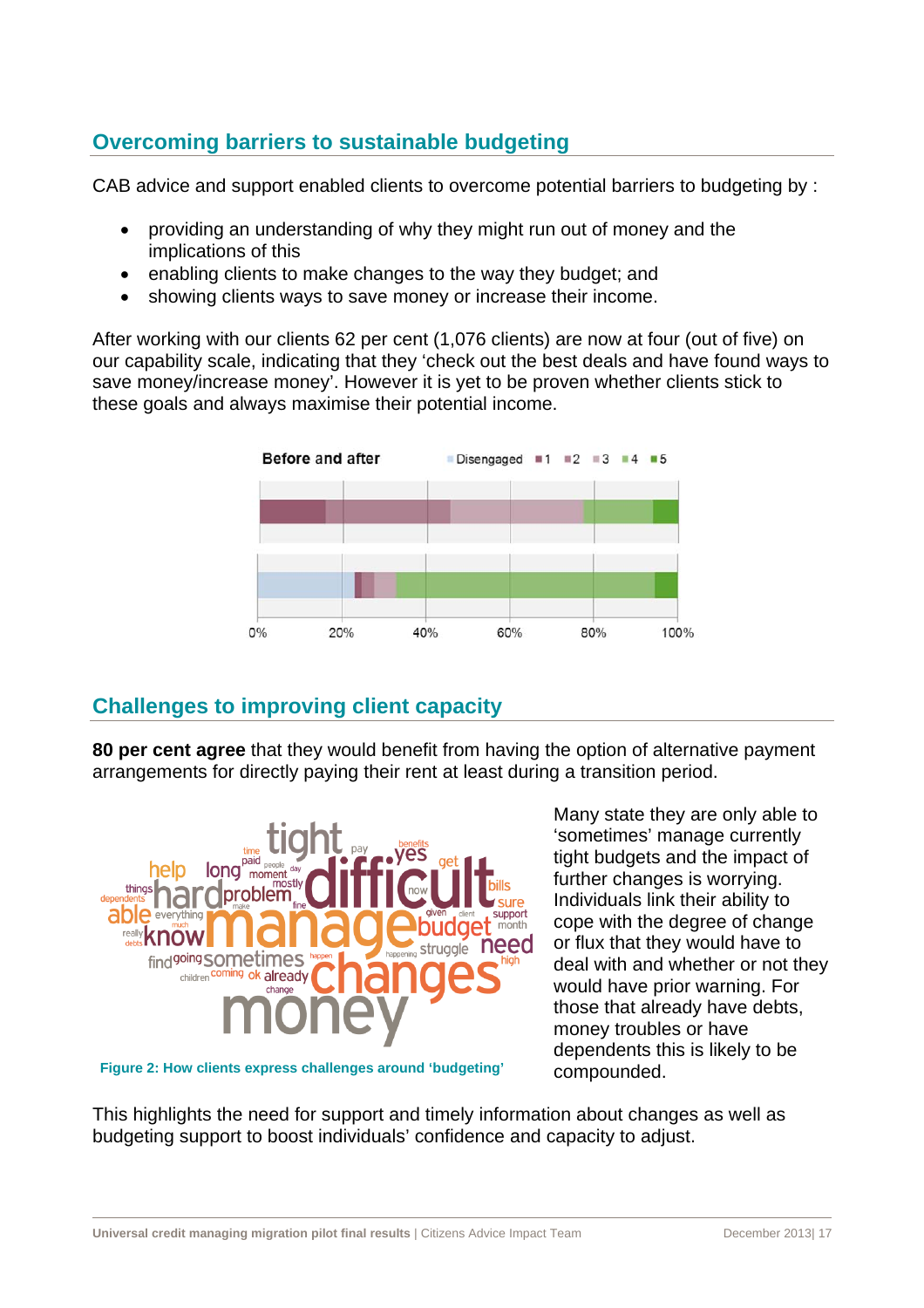## Overcoming barriers to sustainable budgeting

CAB advice and support enabled clients to overcome potential barriers to budgeting by :

- providing an understanding of why they might run out of money and the implications of this
- enabling clients to make changes to the way they budget; and
- showing clients ways to save money or increase their income.

After working with our clients 62 per cent (1,076 clients) are now at four (out of five) on our capability scale, indicating that they 'check out the best deals and have found ways to save money/increase money'. However it is yet to be proven whether clients stick to these goals and always maximise their potential income.

## Challenges to improving client capacity

**80 per cent agree** that they would benefit from having the option of alternative payment arrangements for directly paying their rent at least during a transition period.

Figure 2: How clients express challenges around 'budgeting'

Many state they are only able to 'sometimes' manage currently tight budgets and the impact of further changes is worrying. Individuals link their ability to cope with the degree of change or flux that they would have to deal with and whether or not they would have prior warning. For those that already have debts, money troubles or have dependents this is likely to be compounded.

This highlights the need for support and timely information about changes as well as budgeting support to boost individuals' confidence and capacity to adjust.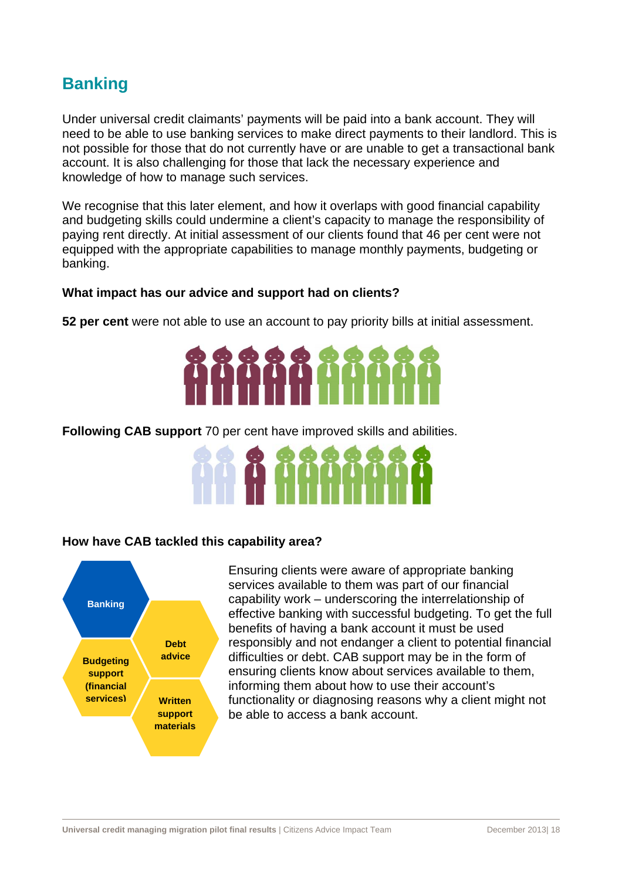## Banking

Under universal credit claimants' payments will be paid into a bank account. They will need to be able to use banking services to make direct payments to their landlord. This is not possible for those that do not currently have or are unable to get a transactional bank account. It is also challenging for those that lack the necessary experience and knowledge of how to manage such services.

We recognise that this later element, and how it overlaps with good financial capability and budgeting skills could undermine a client's capacity to manage the responsibility of paying rent directly. At initial assessment of our clients found that 46 per cent were not equipped with the appropriate capabilities to manage monthly payments, budgeting or banking.

**What impact has our advice and support had on clients?**

**52 per cent** were not able to use an account to pay priority bills at initial assessment.

**Following CAB support** 70 per cent have improved skills and abilities.

**How have CAB tackled this capability area?**

Banking

Debt advice

Budgeting support (financial services)

Written support materials

Ensuring clients were aware of appropriate banking services available to them was part of our financial capability work – underscoring the interrelationship of effective banking with successful budgeting. To get the full benefits of having a bank account it must be used responsibly and not endanger a client to potential financial difficulties or debt. CAB support may be in the form of ensuring clients know about services available to them, informing them about how to use their account's functionality or diagnosing reasons why a client might not be able to access a bank account.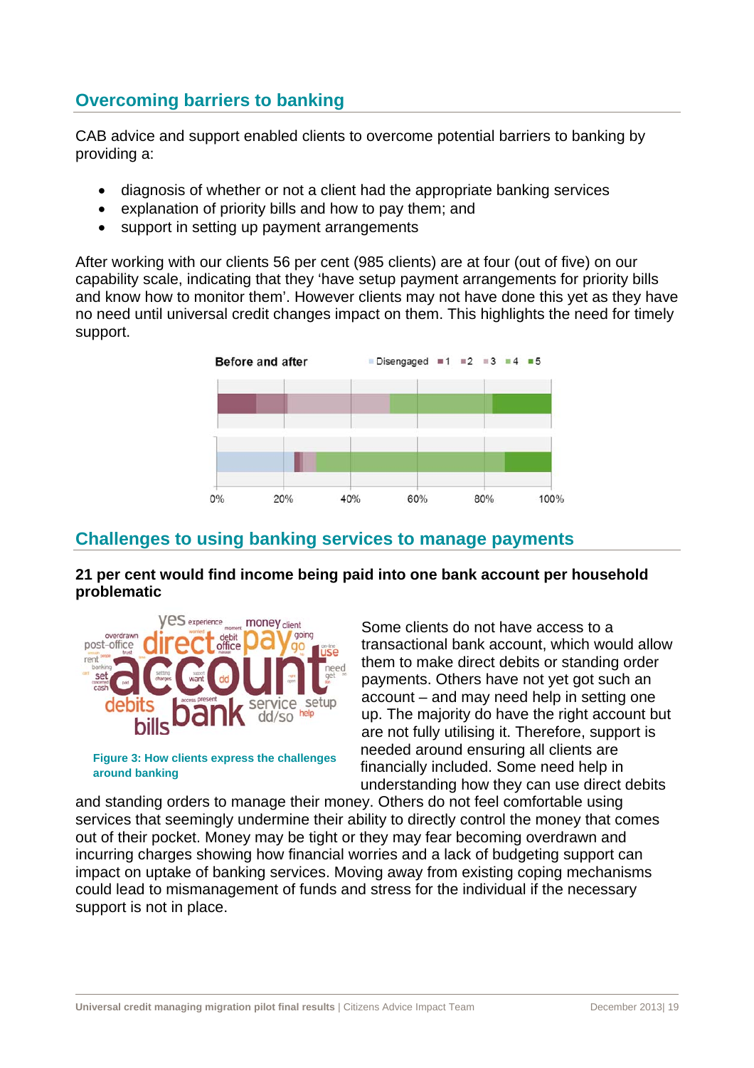## Overcoming barriers to banking

CAB advice and support enabled clients to overcome potential barriers to banking by providing a:

- diagnosis of whether or not a client had the appropriate banking services
- explanation of priority bills and how to pay them; and
- support in setting up payment arrangements

After working with our clients 56 per cent (985 clients) are at four (out of five) on our capability scale, indicating that they 'have setup payment arrangements for priority bills and know how to monitor them'. However clients may not have done this yet as they have no need until universal credit changes impact on them. This highlights the need for timely support.

## Challenges to using banking services to manage payments

**21 per cent would find income being paid into one bank account per household problematic**

Figure 3: How clients express the challenges around banking

Some clients do not have access to a transactional bank account, which would allow them to make direct debits or standing order payments. Others have not yet got such an account – and may need help in setting one up. The majority do have the right account but are not fully utilising it. Therefore, support is needed around ensuring all clients are financially included. Some need help in understanding how they can use direct debits and standing orders to manage their money. Others do not feel comfortable using services that seemingly undermine their ability to directly control the money that comes out of their pocket. Money may be tight or they may fear becoming overdrawn and incurring charges showing how financial worries and a lack of budgeting support can impact on uptake of banking services. Moving away from existing coping mechanisms could lead to mismanagement of funds and stress for the individual if the necessary support is not in place.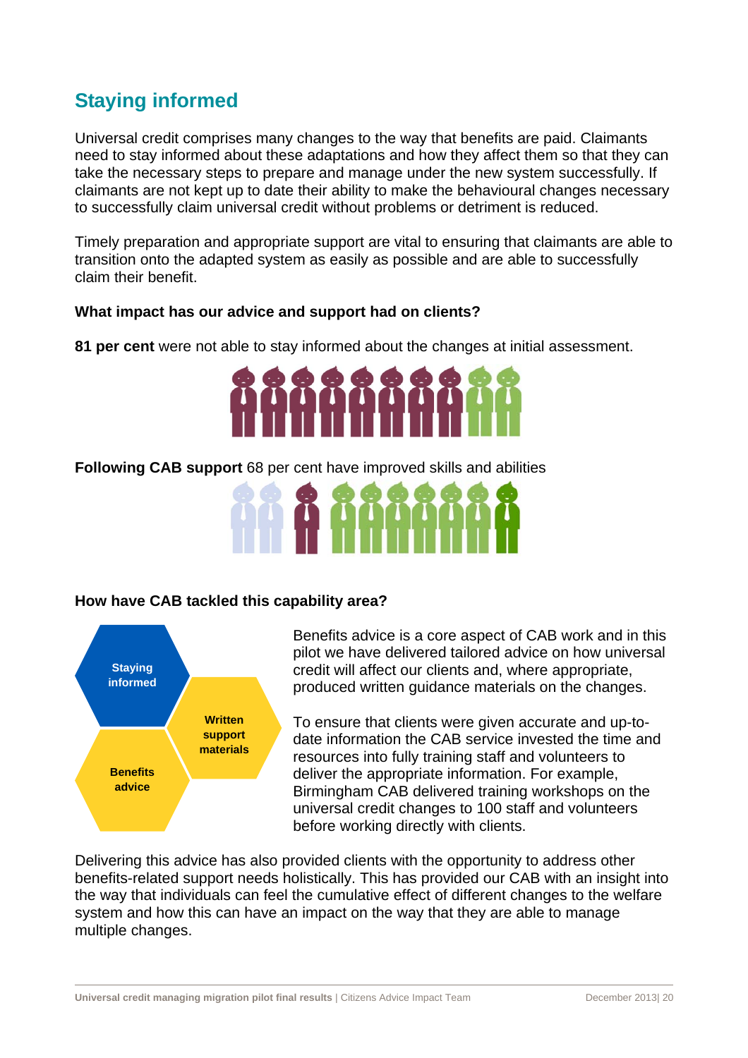## Staying informed

Universal credit comprises many changes to the way that benefits are paid. Claimants need to stay informed about these adaptations and how they affect them so that they can take the necessary steps to prepare and manage under the new system successfully. If claimants are not kept up to date their ability to make the behavioural changes necessary to successfully claim universal credit without problems or detriment is reduced.

Timely preparation and appropriate support are vital to ensuring that claimants are able to transition onto the adapted system as easily as possible and are able to successfully claim their benefit.

**What impact has our advice and support had on clients?**

**81 per cent** were not able to stay informed about the changes at initial assessment.

**Following CAB support** 68 per cent have improved skills and abilities

**How have CAB tackled this capability area?**

Staying informed

Written support materials

Benefits advice

Benefits advice is a core aspect of CAB work and in this pilot we have delivered tailored advice on how universal credit will affect our clients and, where appropriate, produced written guidance materials on the changes.

To ensure that clients were given accurate and up-to-date information the CAB service invested the time and resources into fully training staff and volunteers to deliver the appropriate information. For example, Birmingham CAB delivered training workshops on the universal credit changes to 100 staff and volunteers before working directly with clients.

Delivering this advice has also provided clients with the opportunity to address other benefits-related support needs holistically. This has provided our CAB with an insight into the way that individuals can feel the cumulative effect of different changes to the welfare system and how this can have an impact on the way that they are able to manage multiple changes.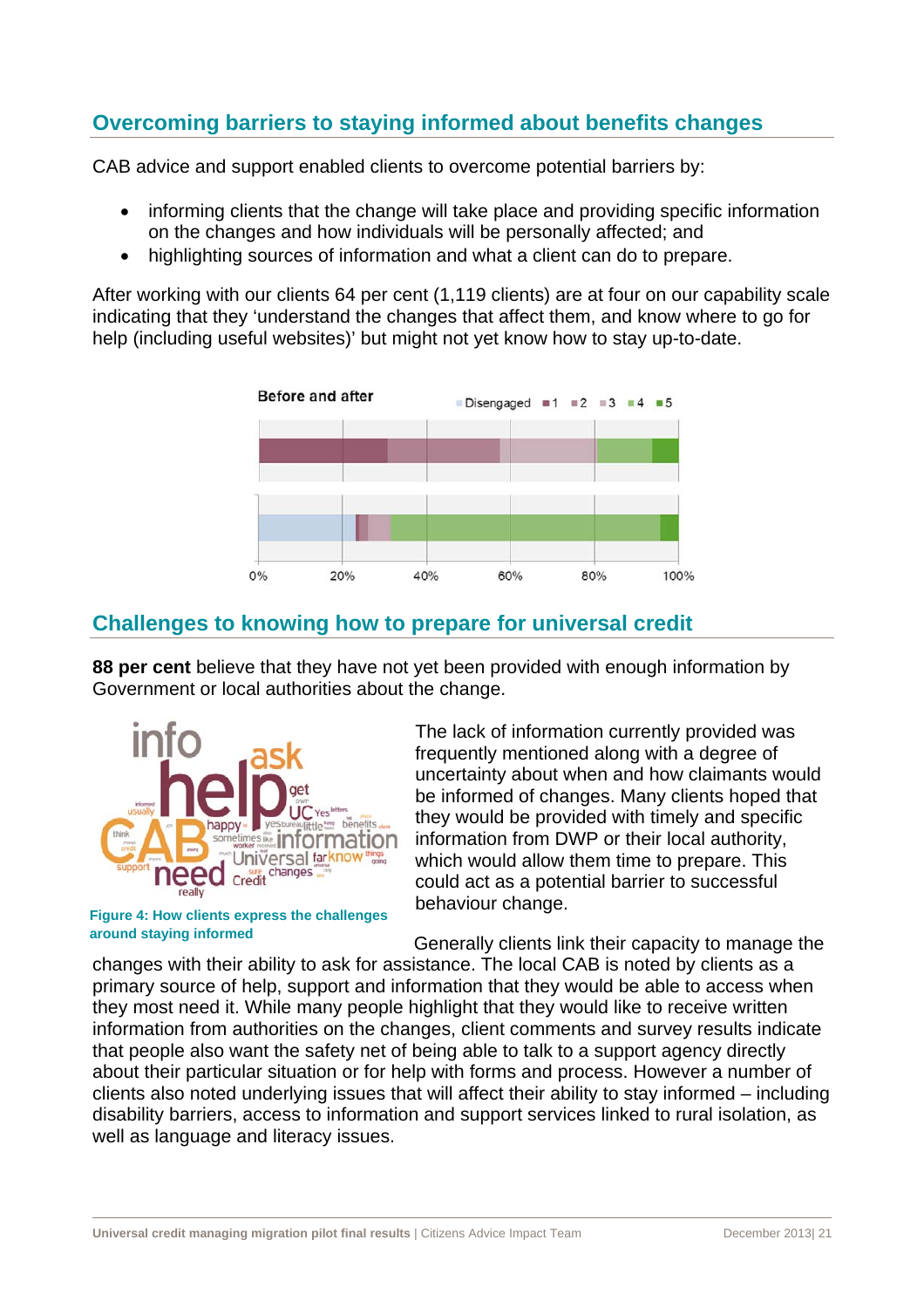## Overcoming barriers to staying informed about benefits changes

CAB advice and support enabled clients to overcome potential barriers by:

- informing clients that the change will take place and providing specific information on the changes and how individuals will be personally affected; and
- highlighting sources of information and what a client can do to prepare.

After working with our clients 64 per cent (1,119 clients) are at four on our capability scale indicating that they 'understand the changes that affect them, and know where to go for help (including useful websites)' but might not yet know how to stay up-to-date.

## Challenges to knowing how to prepare for universal credit

**88 per cent** believe that they have not yet been provided with enough information by Government or local authorities about the change.

The lack of information currently provided was frequently mentioned along with a degree of uncertainty about when and how claimants would be informed of changes. Many clients hoped that they would be provided with timely and specific information from DWP or their local authority, which would allow them time to prepare. This could act as a potential barrier to successful behaviour change.

**Figure 4: How clients express the challenges around staying informed**

Generally clients link their capacity to manage the changes with their ability to ask for assistance. The local CAB is noted by clients as a primary source of help, support and information that they would be able to access when they most need it. While many people highlight that they would like to receive written information from authorities on the changes, client comments and survey results indicate that people also want the safety net of being able to talk to a support agency directly about their particular situation or for help with forms and process. However a number of clients also noted underlying issues that will affect their ability to stay informed – including disability barriers, access to information and support services linked to rural isolation, as well as language and literacy issues.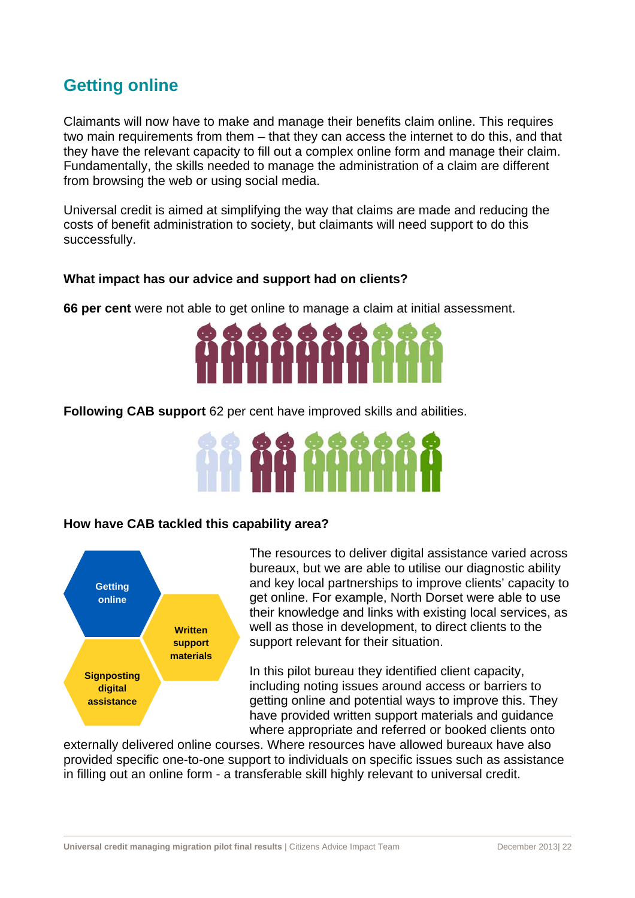## Getting online

Claimants will now have to make and manage their benefits claim online. This requires two main requirements from them – that they can access the internet to do this, and that they have the relevant capacity to fill out a complex online form and manage their claim. Fundamentally, the skills needed to manage the administration of a claim are different from browsing the web or using social media.

Universal credit is aimed at simplifying the way that claims are made and reducing the costs of benefit administration to society, but claimants will need support to do this successfully.

**What impact has our advice and support had on clients?**

**66 per cent** were not able to get online to manage a claim at initial assessment.

**Following CAB support** 62 per cent have improved skills and abilities.

**How have CAB tackled this capability area?**

Getting online

Written support materials

Signposting digital assistance

The resources to deliver digital assistance varied across bureaux, but we are able to utilise our diagnostic ability and key local partnerships to improve clients' capacity to get online. For example, North Dorset were able to use their knowledge and links with existing local services, as well as those in development, to direct clients to the support relevant for their situation.

In this pilot bureau they identified client capacity, including noting issues around access or barriers to getting online and potential ways to improve this. They have provided written support materials and guidance where appropriate and referred or booked clients onto externally delivered online courses. Where resources have allowed bureaux have also provided specific one-to-one support to individuals on specific issues such as assistance in filling out an online form - a transferable skill highly relevant to universal credit.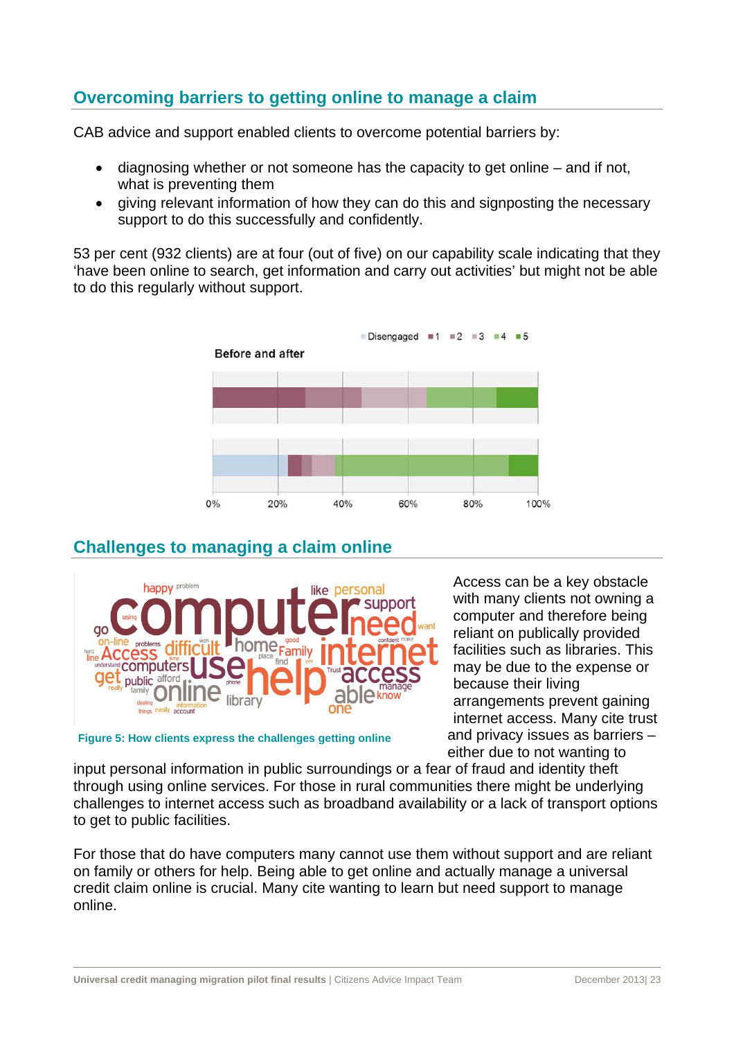## Overcoming barriers to getting online to manage a claim

CAB advice and support enabled clients to overcome potential barriers by:

- diagnosing whether or not someone has the capacity to get online – and if not, what is preventing them
- giving relevant information of how they can do this and signposting the necessary support to do this successfully and confidently.

53 per cent (932 clients) are at four (out of five) on our capability scale indicating that they 'have been online to search, get information and carry out activities' but might not be able to do this regularly without support.

## Challenges to managing a claim online

Figure 5: How clients express the challenges getting online

Access can be a key obstacle with many clients not owning a computer and therefore being reliant on publically provided facilities such as libraries. This may be due to the expense or because their living arrangements prevent gaining internet access. Many cite trust and privacy issues as barriers – either due to not wanting to input personal information in public surroundings or a fear of fraud and identity theft through using online services. For those in rural communities there might be underlying challenges to internet access such as broadband availability or a lack of transport options to get to public facilities.

For those that do have computers many cannot use them without support and are reliant on family or others for help. Being able to get online and actually manage a universal credit claim online is crucial. Many cite wanting to learn but need support to manage online.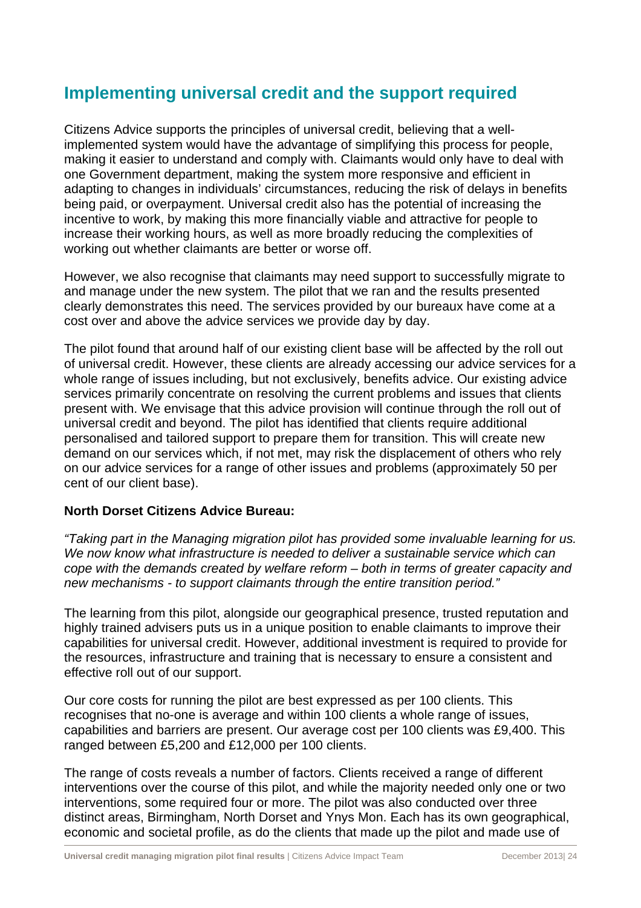## Implementing universal credit and the support required

Citizens Advice supports the principles of universal credit, believing that a well-implemented system would have the advantage of simplifying this process for people, making it easier to understand and comply with. Claimants would only have to deal with one Government department, making the system more responsive and efficient in adapting to changes in individuals' circumstances, reducing the risk of delays in benefits being paid, or overpayment. Universal credit also has the potential of increasing the incentive to work, by making this more financially viable and attractive for people to increase their working hours, as well as more broadly reducing the complexities of working out whether claimants are better or worse off.

However, we also recognise that claimants may need support to successfully migrate to and manage under the new system. The pilot that we ran and the results presented clearly demonstrates this need. The services provided by our bureaux have come at a cost over and above the advice services we provide day by day.

The pilot found that around half of our existing client base will be affected by the roll out of universal credit. However, these clients are already accessing our advice services for a whole range of issues including, but not exclusively, benefits advice. Our existing advice services primarily concentrate on resolving the current problems and issues that clients present with. We envisage that this advice provision will continue through the roll out of universal credit and beyond. The pilot has identified that clients require additional personalised and tailored support to prepare them for transition. This will create new demand on our services which, if not met, may risk the displacement of others who rely on our advice services for a range of other issues and problems (approximately 50 per cent of our client base).

**North Dorset Citizens Advice Bureau:**

*"Taking part in the Managing migration pilot has provided some invaluable learning for us. We now know what infrastructure is needed to deliver a sustainable service which can cope with the demands created by welfare reform – both in terms of greater capacity and new mechanisms - to support claimants through the entire transition period."*

The learning from this pilot, alongside our geographical presence, trusted reputation and highly trained advisers puts us in a unique position to enable claimants to improve their capabilities for universal credit. However, additional investment is required to provide for the resources, infrastructure and training that is necessary to ensure a consistent and effective roll out of our support.

Our core costs for running the pilot are best expressed as per 100 clients. This recognises that no-one is average and within 100 clients a whole range of issues, capabilities and barriers are present. Our average cost per 100 clients was £9,400. This ranged between £5,200 and £12,000 per 100 clients.

The range of costs reveals a number of factors. Clients received a range of different interventions over the course of this pilot, and while the majority needed only one or two interventions, some required four or more. The pilot was also conducted over three distinct areas, Birmingham, North Dorset and Ynys Mon. Each has its own geographical, economic and societal profile, as do the clients that made up the pilot and made use of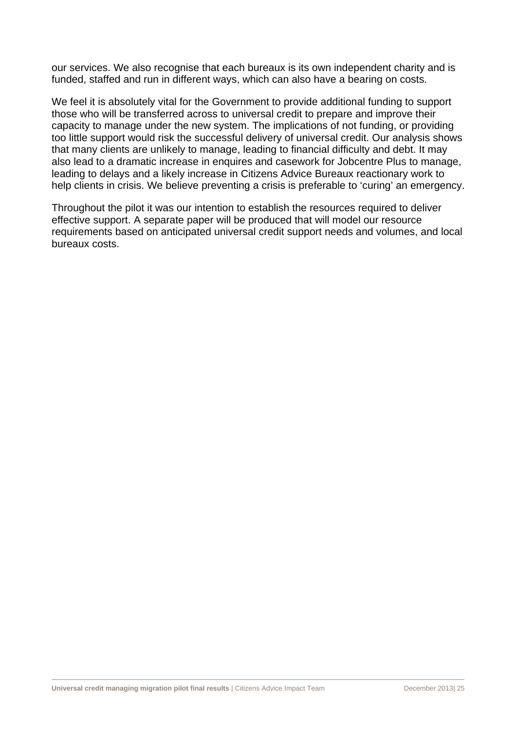our services. We also recognise that each bureaux is its own independent charity and is funded, staffed and run in different ways, which can also have a bearing on costs.

We feel it is absolutely vital for the Government to provide additional funding to support those who will be transferred across to universal credit to prepare and improve their capacity to manage under the new system. The implications of not funding, or providing too little support would risk the successful delivery of universal credit. Our analysis shows that many clients are unlikely to manage, leading to financial difficulty and debt. It may also lead to a dramatic increase in enquires and casework for Jobcentre Plus to manage, leading to delays and a likely increase in Citizens Advice Bureaux reactionary work to help clients in crisis. We believe preventing a crisis is preferable to 'curing' an emergency.

Throughout the pilot it was our intention to establish the resources required to deliver effective support. A separate paper will be produced that will model our resource requirements based on anticipated universal credit support needs and volumes, and local bureaux costs.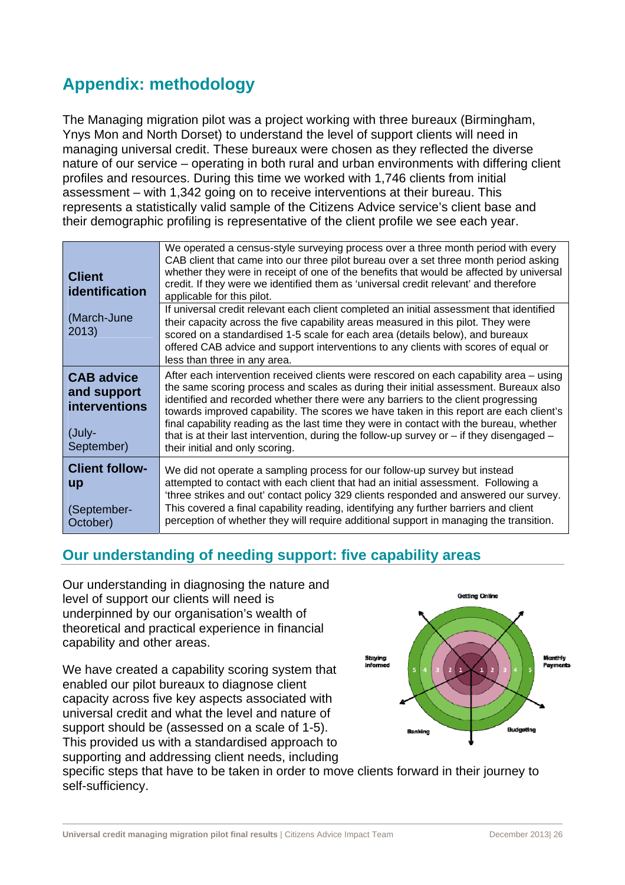# Appendix: methodology

The Managing migration pilot was a project working with three bureaux (Birmingham, Ynys Mon and North Dorset) to understand the level of support clients will need in managing universal credit. These bureaux were chosen as they reflected the diverse nature of our service – operating in both rural and urban environments with differing client profiles and resources. During this time we worked with 1,746 clients from initial assessment – with 1,342 going on to receive interventions at their bureau. This represents a statistically valid sample of the Citizens Advice service's client base and their demographic profiling is representative of the client profile we see each year.

| | |
|---|---|
| **Client identification**<br><br>(March-June 2013) | We operated a census-style surveying process over a three month period with every CAB client that came into our three pilot bureau over a set three month period asking whether they were in receipt of one of the benefits that would be affected by universal credit. If they were we identified them as 'universal credit relevant' and therefore applicable for this pilot.<br><br>If universal credit relevant each client completed an initial assessment that identified their capacity across the five capability areas measured in this pilot. They were scored on a standardised 1-5 scale for each area (details below), and bureaux offered CAB advice and support interventions to any clients with scores of equal or less than three in any area. |
| **CAB advice and support interventions**<br><br>(July-September) | After each intervention received clients were rescored on each capability area – using the same scoring process and scales as during their initial assessment. Bureaux also identified and recorded whether there were any barriers to the client progressing towards improved capability. The scores we have taken in this report are each client's final capability reading as the last time they were in contact with the bureau, whether that is at their last intervention, during the follow-up survey or – if they disengaged – their initial and only scoring. |
| **Client follow-up**<br><br>(September-October) | We did not operate a sampling process for our follow-up survey but instead attempted to contact with each client that had an initial assessment. Following a 'three strikes and out' contact policy 329 clients responded and answered our survey. This covered a final capability reading, identifying any further barriers and client perception of whether they will require additional support in managing the transition. |

## Our understanding of needing support: five capability areas

Our understanding in diagnosing the nature and level of support our clients will need is underpinned by our organisation's wealth of theoretical and practical experience in financial capability and other areas.

We have created a capability scoring system that enabled our pilot bureaux to diagnose client capacity across five key aspects associated with universal credit and what the level and nature of support should be (assessed on a scale of 1-5). This provided us with a standardised approach to supporting and addressing client needs, including specific steps that have to be taken in order to move clients forward in their journey to self-sufficiency.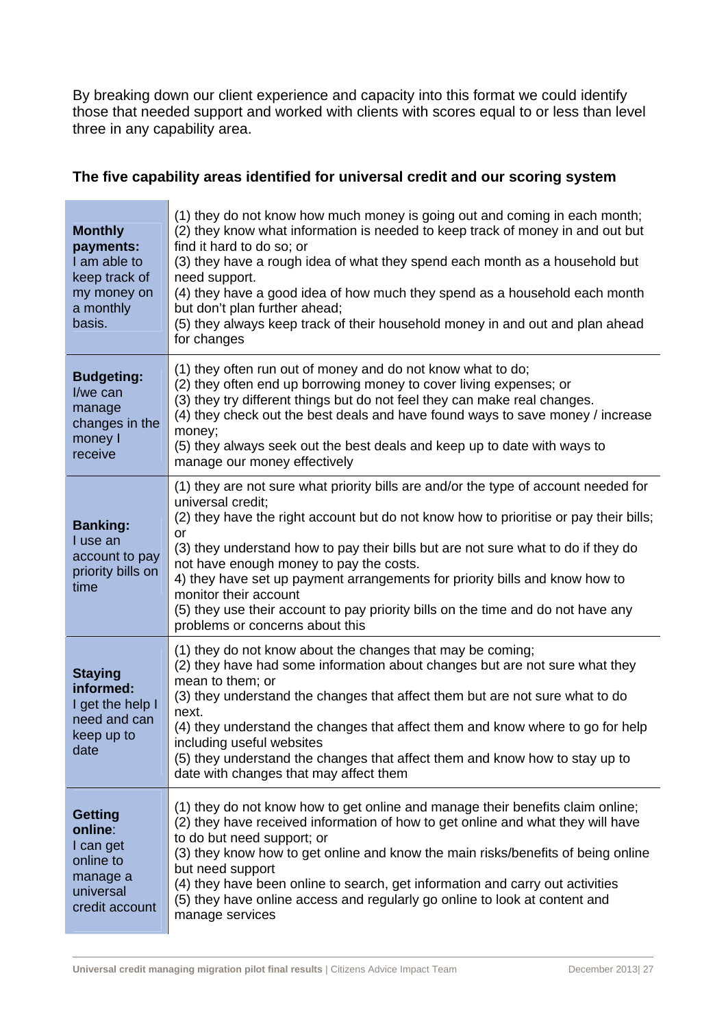By breaking down our client experience and capacity into this format we could identify those that needed support and worked with clients with scores equal to or less than level three in any capability area.

### The five capability areas identified for universal credit and our scoring system

| Capability area | Scoring |
|---|---|
| **Monthly payments:** I am able to keep track of my money on a monthly basis. | (1) they do not know how much money is going out and coming in each month;<br>(2) they know what information is needed to keep track of money in and out but find it hard to do so; or<br>(3) they have a rough idea of what they spend each month as a household but need support.<br>(4) they have a good idea of how much they spend as a household each month but don't plan further ahead;<br>(5) they always keep track of their household money in and out and plan ahead for changes |
| **Budgeting:** I/we can manage changes in the money I receive | (1) they often run out of money and do not know what to do;<br>(2) they often end up borrowing money to cover living expenses; or<br>(3) they try different things but do not feel they can make real changes.<br>(4) they check out the best deals and have found ways to save money / increase money;<br>(5) they always seek out the best deals and keep up to date with ways to manage our money effectively |
| **Banking:** I use an account to pay priority bills on time | (1) they are not sure what priority bills are and/or the type of account needed for universal credit;<br>(2) they have the right account but do not know how to prioritise or pay their bills; or<br>(3) they understand how to pay their bills but are not sure what to do if they do not have enough money to pay the costs.<br>4) they have set up payment arrangements for priority bills and know how to monitor their account<br>(5) they use their account to pay priority bills on the time and do not have any problems or concerns about this |
| **Staying informed:** I get the help I need and can keep up to date | (1) they do not know about the changes that may be coming;<br>(2) they have had some information about changes but are not sure what they mean to them; or<br>(3) they understand the changes that affect them but are not sure what to do next.<br>(4) they understand the changes that affect them and know where to go for help including useful websites<br>(5) they understand the changes that affect them and know how to stay up to date with changes that may affect them |
| **Getting online**: I can get online to manage a universal credit account | (1) they do not know how to get online and manage their benefits claim online;<br>(2) they have received information of how to get online and what they will have to do but need support; or<br>(3) they know how to get online and know the main risks/benefits of being online but need support<br>(4) they have been online to search, get information and carry out activities<br>(5) they have online access and regularly go online to look at content and manage services |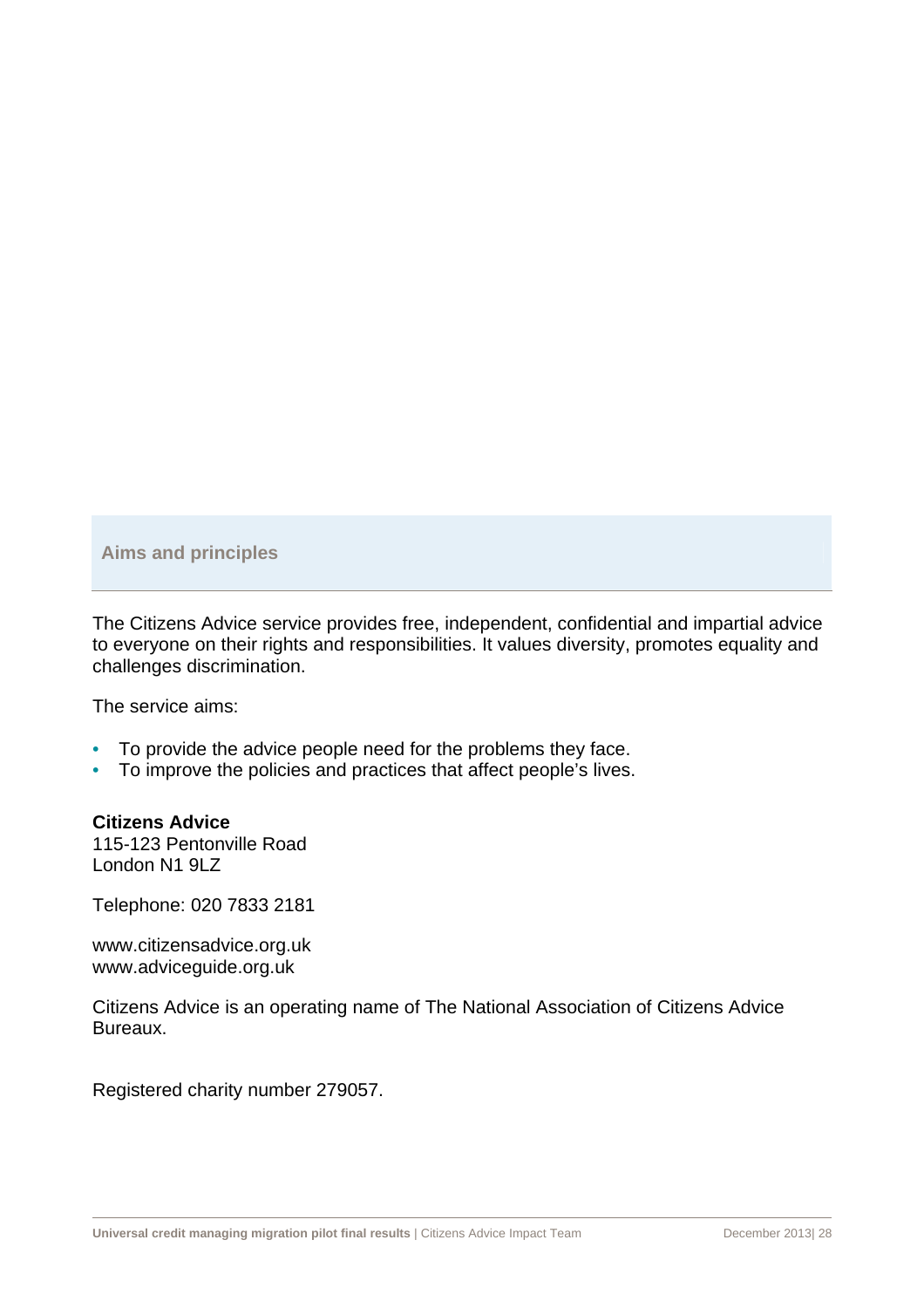## Aims and principles

The Citizens Advice service provides free, independent, confidential and impartial advice to everyone on their rights and responsibilities. It values diversity, promotes equality and challenges discrimination.

The service aims:

- To provide the advice people need for the problems they face.
- To improve the policies and practices that affect people's lives.

**Citizens Advice**
115-123 Pentonville Road
London N1 9LZ

Telephone: 020 7833 2181

www.citizensadvice.org.uk
www.adviceguide.org.uk

Citizens Advice is an operating name of The National Association of Citizens Advice Bureaux.

Registered charity number 279057.